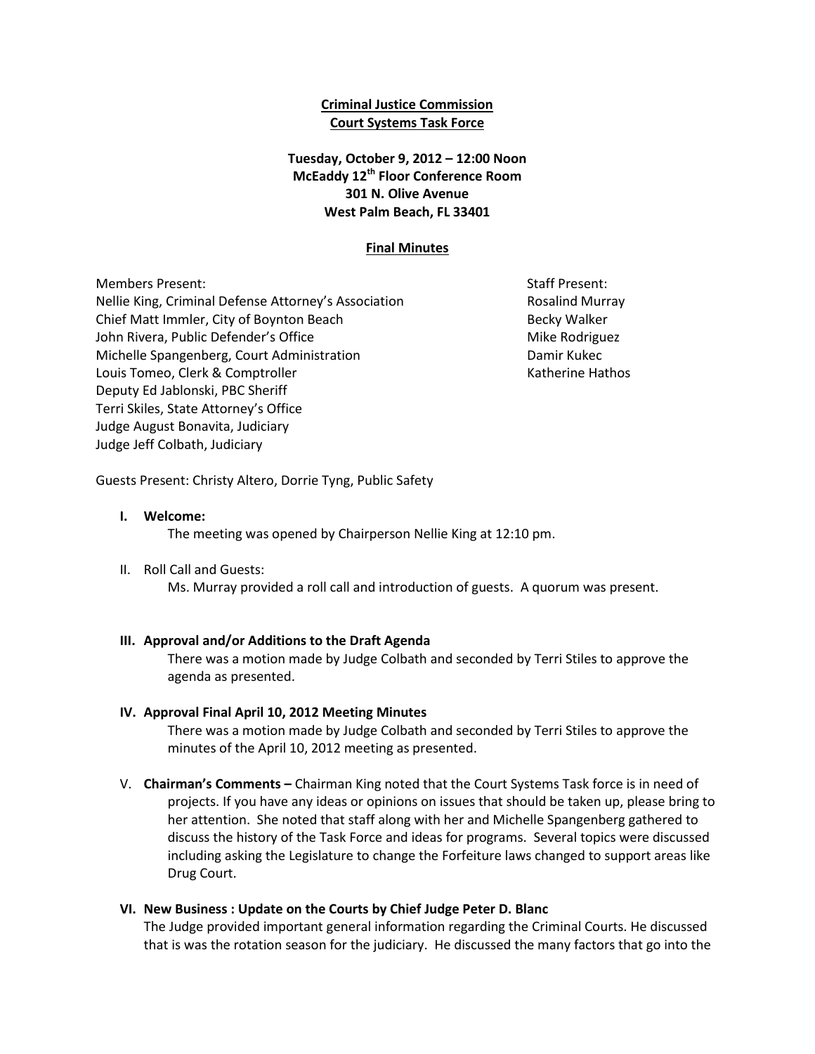**Criminal Justice Commission**
**Court Systems Task Force**

**Tuesday, October 9, 2012 – 12:00 Noon**
**McEaddy 12th Floor Conference Room**
**301 N. Olive Avenue**
**West Palm Beach, FL 33401**

**Final Minutes**

Members Present:
Nellie King, Criminal Defense Attorney's Association
Chief Matt Immler, City of Boynton Beach
John Rivera, Public Defender's Office
Michelle Spangenberg, Court Administration
Louis Tomeo, Clerk & Comptroller
Deputy Ed Jablonski, PBC Sheriff
Terri Skiles, State Attorney's Office
Judge August Bonavita, Judiciary
Judge Jeff Colbath, Judiciary

Staff Present:
Rosalind Murray
Becky Walker
Mike Rodriguez
Damir Kukec
Katherine Hathos

Guests Present: Christy Altero, Dorrie Tyng, Public Safety

**I. Welcome:**

The meeting was opened by Chairperson Nellie King at 12:10 pm.

II. Roll Call and Guests:

Ms. Murray provided a roll call and introduction of guests. A quorum was present.

**III. Approval and/or Additions to the Draft Agenda**

There was a motion made by Judge Colbath and seconded by Terri Stiles to approve the agenda as presented.

**IV. Approval Final April 10, 2012 Meeting Minutes**

There was a motion made by Judge Colbath and seconded by Terri Stiles to approve the minutes of the April 10, 2012 meeting as presented.

V. **Chairman's Comments –** Chairman King noted that the Court Systems Task force is in need of projects. If you have any ideas or opinions on issues that should be taken up, please bring to her attention. She noted that staff along with her and Michelle Spangenberg gathered to discuss the history of the Task Force and ideas for programs. Several topics were discussed including asking the Legislature to change the Forfeiture laws changed to support areas like Drug Court.

**VI. New Business : Update on the Courts by Chief Judge Peter D. Blanc**

The Judge provided important general information regarding the Criminal Courts. He discussed that is was the rotation season for the judiciary. He discussed the many factors that go into the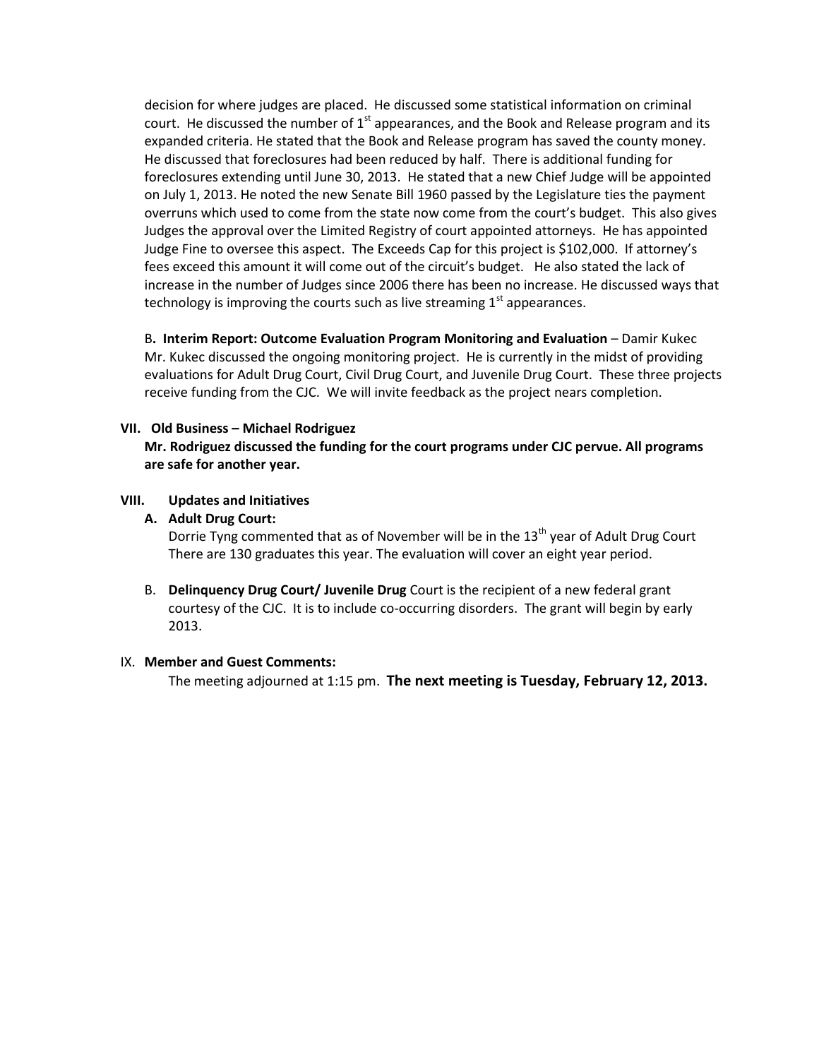decision for where judges are placed. He discussed some statistical information on criminal court. He discussed the number of 1st appearances, and the Book and Release program and its expanded criteria. He stated that the Book and Release program has saved the county money. He discussed that foreclosures had been reduced by half. There is additional funding for foreclosures extending until June 30, 2013. He stated that a new Chief Judge will be appointed on July 1, 2013. He noted the new Senate Bill 1960 passed by the Legislature ties the payment overruns which used to come from the state now come from the court's budget. This also gives Judges the approval over the Limited Registry of court appointed attorneys. He has appointed Judge Fine to oversee this aspect. The Exceeds Cap for this project is $102,000. If attorney's fees exceed this amount it will come out of the circuit's budget. He also stated the lack of increase in the number of Judges since 2006 there has been no increase. He discussed ways that technology is improving the courts such as live streaming 1st appearances.

B. **Interim Report: Outcome Evaluation Program Monitoring and Evaluation** – Damir Kukec
Mr. Kukec discussed the ongoing monitoring project. He is currently in the midst of providing evaluations for Adult Drug Court, Civil Drug Court, and Juvenile Drug Court. These three projects receive funding from the CJC. We will invite feedback as the project nears completion.

**VII. Old Business – Michael Rodriguez**

**Mr. Rodriguez discussed the funding for the court programs under CJC pervue. All programs are safe for another year.**

**VIII. Updates and Initiatives**

**A. Adult Drug Court:**
Dorrie Tyng commented that as of November will be in the 13th year of Adult Drug Court There are 130 graduates this year. The evaluation will cover an eight year period.

B. **Delinquency Drug Court/ Juvenile Drug** Court is the recipient of a new federal grant courtesy of the CJC. It is to include co-occurring disorders. The grant will begin by early 2013.

IX. **Member and Guest Comments:**

The meeting adjourned at 1:15 pm. **The next meeting is Tuesday, February 12, 2013.**